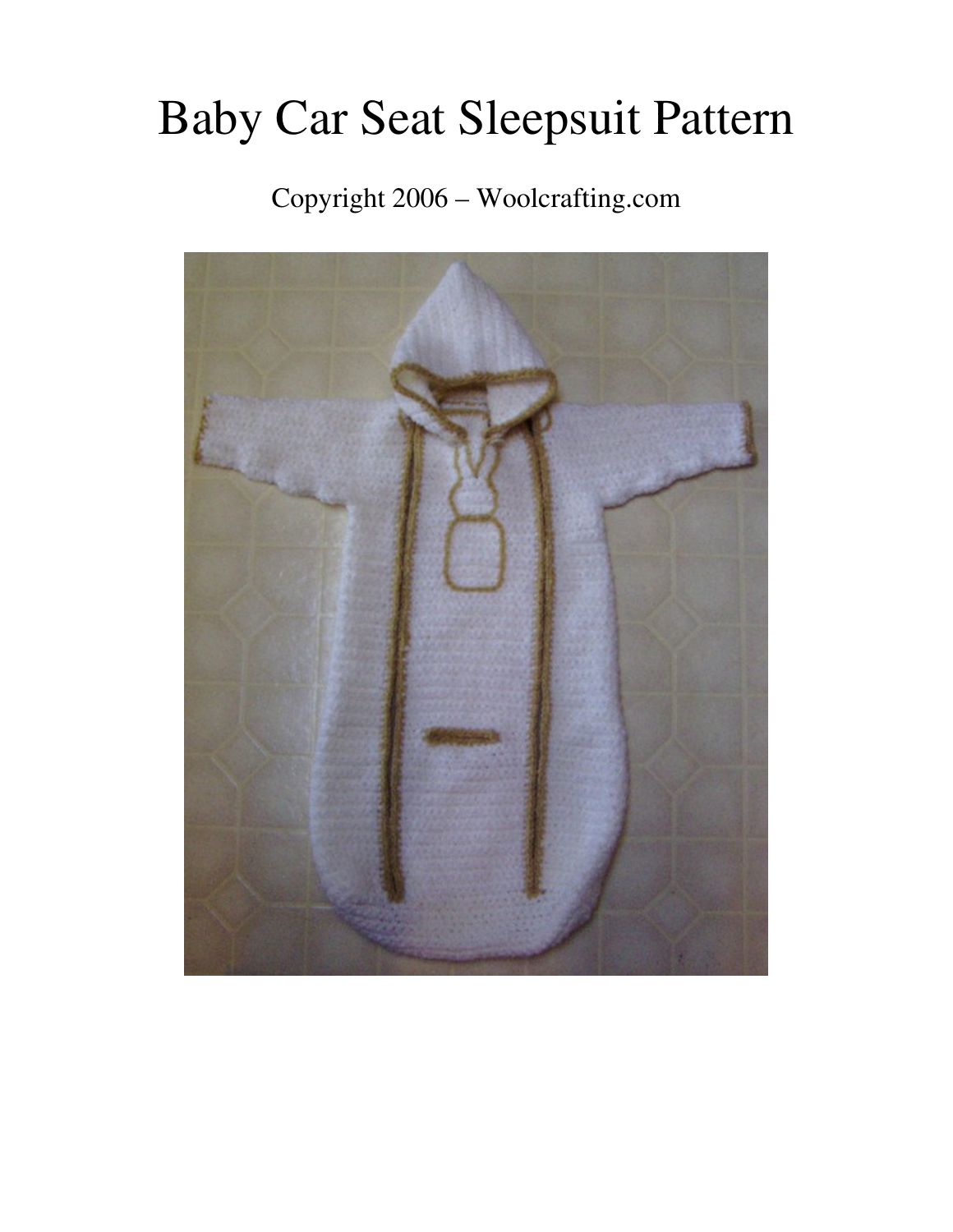# Baby Car Seat Sleepsuit Pattern

Copyright 2006 – Woolcrafting.com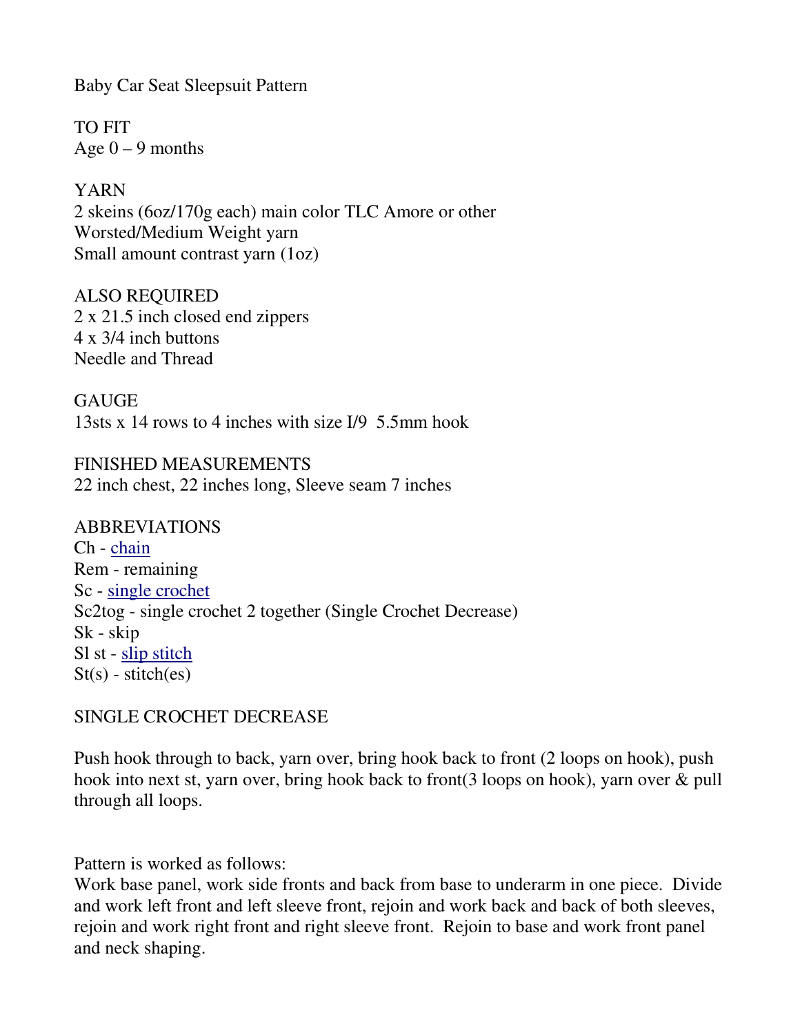Baby Car Seat Sleepsuit Pattern

TO FIT
Age 0 – 9 months

YARN
2 skeins (6oz/170g each) main color TLC Amore or other Worsted/Medium Weight yarn
Small amount contrast yarn (1oz)

ALSO REQUIRED
2 x 21.5 inch closed end zippers
4 x 3/4 inch buttons
Needle and Thread

GAUGE
13sts x 14 rows to 4 inches with size I/9 5.5mm hook

FINISHED MEASUREMENTS
22 inch chest, 22 inches long, Sleeve seam 7 inches

ABBREVIATIONS
Ch - chain
Rem - remaining
Sc - single crochet
Sc2tog - single crochet 2 together (Single Crochet Decrease)
Sk - skip
Sl st - slip stitch
St(s) - stitch(es)

SINGLE CROCHET DECREASE

Push hook through to back, yarn over, bring hook back to front (2 loops on hook), push hook into next st, yarn over, bring hook back to front(3 loops on hook), yarn over & pull through all loops.

Pattern is worked as follows:
Work base panel, work side fronts and back from base to underarm in one piece. Divide and work left front and left sleeve front, rejoin and work back and back of both sleeves, rejoin and work right front and right sleeve front. Rejoin to base and work front panel and neck shaping.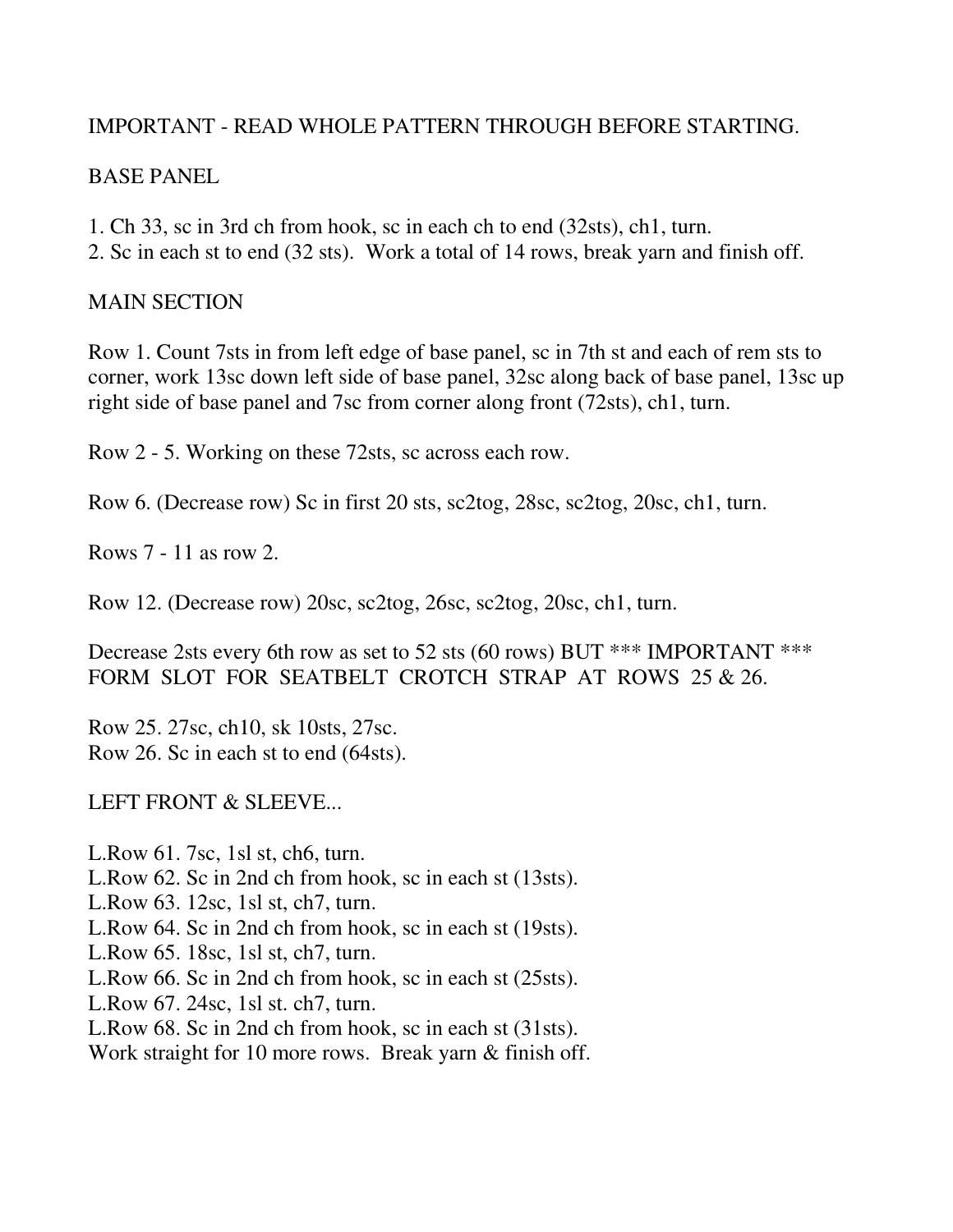IMPORTANT - READ WHOLE PATTERN THROUGH BEFORE STARTING.

## BASE PANEL

1. Ch 33, sc in 3rd ch from hook, sc in each ch to end (32sts), ch1, turn.
2. Sc in each st to end (32 sts). Work a total of 14 rows, break yarn and finish off.

## MAIN SECTION

Row 1. Count 7sts in from left edge of base panel, sc in 7th st and each of rem sts to corner, work 13sc down left side of base panel, 32sc along back of base panel, 13sc up right side of base panel and 7sc from corner along front (72sts), ch1, turn.

Row 2 - 5. Working on these 72sts, sc across each row.

Row 6. (Decrease row) Sc in first 20 sts, sc2tog, 28sc, sc2tog, 20sc, ch1, turn.

Rows 7 - 11 as row 2.

Row 12. (Decrease row) 20sc, sc2tog, 26sc, sc2tog, 20sc, ch1, turn.

Decrease 2sts every 6th row as set to 52 sts (60 rows) BUT *** IMPORTANT *** FORM SLOT FOR SEATBELT CROTCH STRAP AT ROWS 25 & 26.

Row 25. 27sc, ch10, sk 10sts, 27sc.
Row 26. Sc in each st to end (64sts).

## LEFT FRONT & SLEEVE...

L.Row 61. 7sc, 1sl st, ch6, turn.
L.Row 62. Sc in 2nd ch from hook, sc in each st (13sts).
L.Row 63. 12sc, 1sl st, ch7, turn.
L.Row 64. Sc in 2nd ch from hook, sc in each st (19sts).
L.Row 65. 18sc, 1sl st, ch7, turn.
L.Row 66. Sc in 2nd ch from hook, sc in each st (25sts).
L.Row 67. 24sc, 1sl st. ch7, turn.
L.Row 68. Sc in 2nd ch from hook, sc in each st (31sts).
Work straight for 10 more rows. Break yarn & finish off.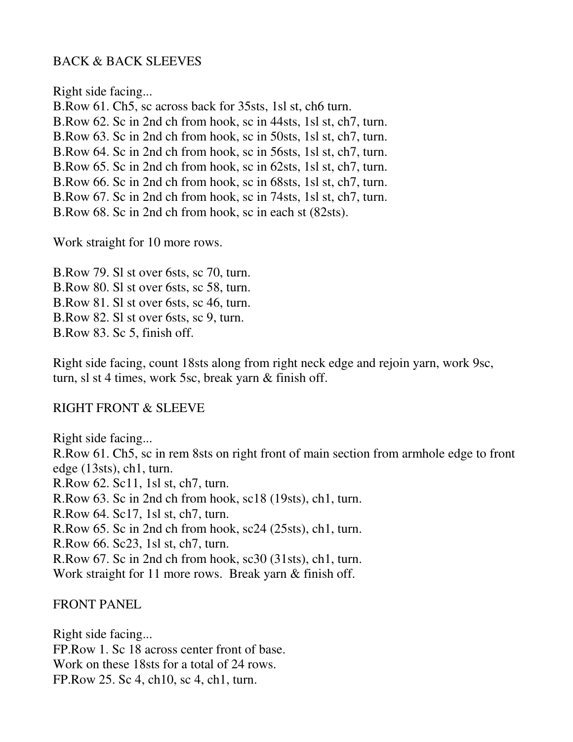## BACK & BACK SLEEVES

Right side facing...

B.Row 61. Ch5, sc across back for 35sts, 1sl st, ch6 turn.
B.Row 62. Sc in 2nd ch from hook, sc in 44sts, 1sl st, ch7, turn.
B.Row 63. Sc in 2nd ch from hook, sc in 50sts, 1sl st, ch7, turn.
B.Row 64. Sc in 2nd ch from hook, sc in 56sts, 1sl st, ch7, turn.
B.Row 65. Sc in 2nd ch from hook, sc in 62sts, 1sl st, ch7, turn.
B.Row 66. Sc in 2nd ch from hook, sc in 68sts, 1sl st, ch7, turn.
B.Row 67. Sc in 2nd ch from hook, sc in 74sts, 1sl st, ch7, turn.
B.Row 68. Sc in 2nd ch from hook, sc in each st (82sts).

Work straight for 10 more rows.

B.Row 79. Sl st over 6sts, sc 70, turn.
B.Row 80. Sl st over 6sts, sc 58, turn.
B.Row 81. Sl st over 6sts, sc 46, turn.
B.Row 82. Sl st over 6sts, sc 9, turn.
B.Row 83. Sc 5, finish off.

Right side facing, count 18sts along from right neck edge and rejoin yarn, work 9sc, turn, sl st 4 times, work 5sc, break yarn & finish off.

## RIGHT FRONT & SLEEVE

Right side facing...

R.Row 61. Ch5, sc in rem 8sts on right front of main section from armhole edge to front edge (13sts), ch1, turn.
R.Row 62. Sc11, 1sl st, ch7, turn.
R.Row 63. Sc in 2nd ch from hook, sc18 (19sts), ch1, turn.
R.Row 64. Sc17, 1sl st, ch7, turn.
R.Row 65. Sc in 2nd ch from hook, sc24 (25sts), ch1, turn.
R.Row 66. Sc23, 1sl st, ch7, turn.
R.Row 67. Sc in 2nd ch from hook, sc30 (31sts), ch1, turn.
Work straight for 11 more rows. Break yarn & finish off.

## FRONT PANEL

Right side facing...

FP.Row 1. Sc 18 across center front of base.
Work on these 18sts for a total of 24 rows.
FP.Row 25. Sc 4, ch10, sc 4, ch1, turn.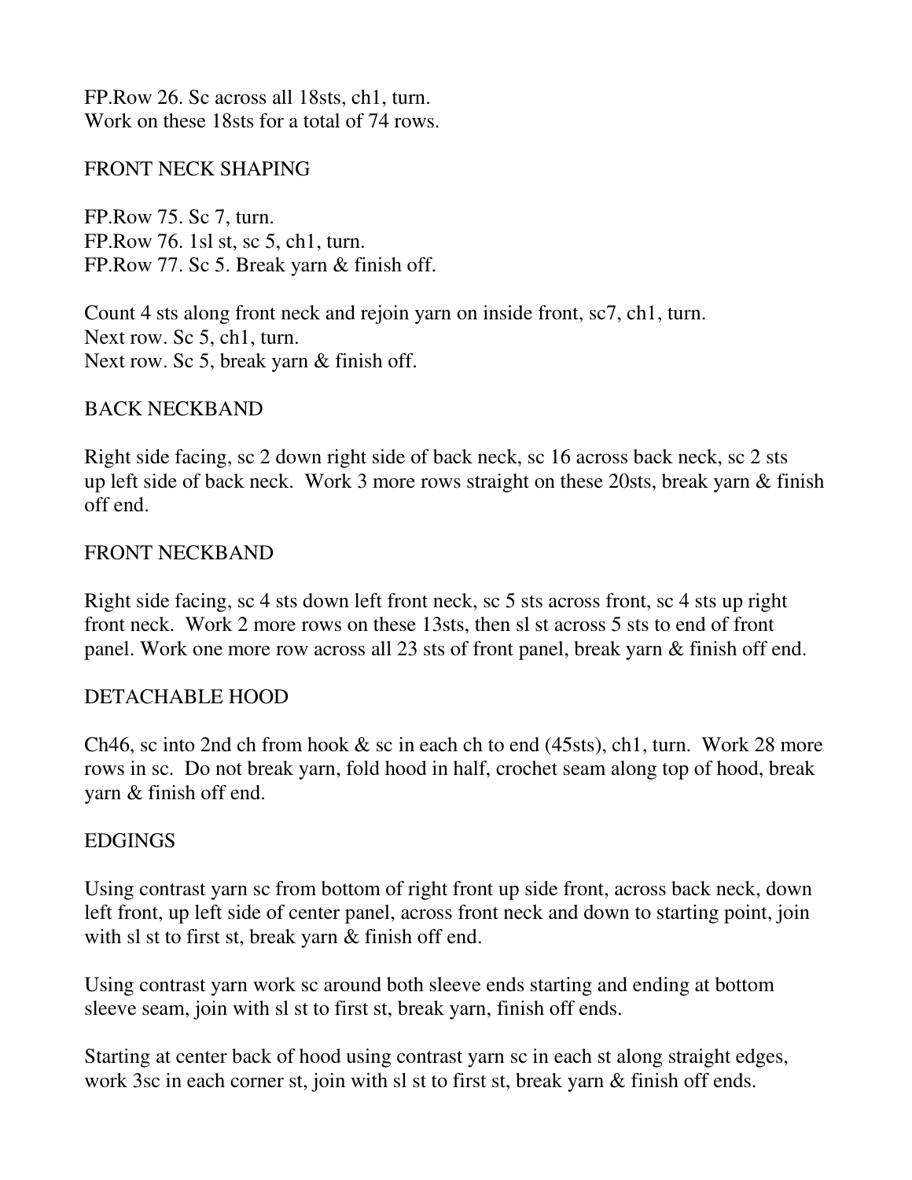FP.Row 26. Sc across all 18sts, ch1, turn.
Work on these 18sts for a total of 74 rows.

## FRONT NECK SHAPING

FP.Row 75. Sc 7, turn.
FP.Row 76. 1sl st, sc 5, ch1, turn.
FP.Row 77. Sc 5. Break yarn & finish off.

Count 4 sts along front neck and rejoin yarn on inside front, sc7, ch1, turn.
Next row. Sc 5, ch1, turn.
Next row. Sc 5, break yarn & finish off.

## BACK NECKBAND

Right side facing, sc 2 down right side of back neck, sc 16 across back neck, sc 2 sts up left side of back neck. Work 3 more rows straight on these 20sts, break yarn & finish off end.

## FRONT NECKBAND

Right side facing, sc 4 sts down left front neck, sc 5 sts across front, sc 4 sts up right front neck. Work 2 more rows on these 13sts, then sl st across 5 sts to end of front panel. Work one more row across all 23 sts of front panel, break yarn & finish off end.

## DETACHABLE HOOD

Ch46, sc into 2nd ch from hook & sc in each ch to end (45sts), ch1, turn. Work 28 more rows in sc. Do not break yarn, fold hood in half, crochet seam along top of hood, break yarn & finish off end.

## EDGINGS

Using contrast yarn sc from bottom of right front up side front, across back neck, down left front, up left side of center panel, across front neck and down to starting point, join with sl st to first st, break yarn & finish off end.

Using contrast yarn work sc around both sleeve ends starting and ending at bottom sleeve seam, join with sl st to first st, break yarn, finish off ends.

Starting at center back of hood using contrast yarn sc in each st along straight edges, work 3sc in each corner st, join with sl st to first st, break yarn & finish off ends.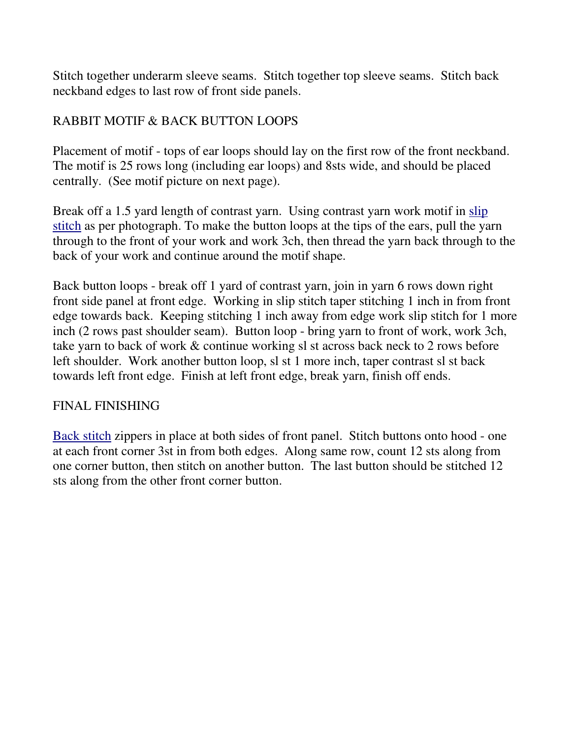Stitch together underarm sleeve seams. Stitch together top sleeve seams. Stitch back neckband edges to last row of front side panels.

## RABBIT MOTIF & BACK BUTTON LOOPS

Placement of motif - tops of ear loops should lay on the first row of the front neckband. The motif is 25 rows long (including ear loops) and 8sts wide, and should be placed centrally. (See motif picture on next page).

Break off a 1.5 yard length of contrast yarn. Using contrast yarn work motif in slip stitch as per photograph. To make the button loops at the tips of the ears, pull the yarn through to the front of your work and work 3ch, then thread the yarn back through to the back of your work and continue around the motif shape.

Back button loops - break off 1 yard of contrast yarn, join in yarn 6 rows down right front side panel at front edge. Working in slip stitch taper stitching 1 inch in from front edge towards back. Keeping stitching 1 inch away from edge work slip stitch for 1 more inch (2 rows past shoulder seam). Button loop - bring yarn to front of work, work 3ch, take yarn to back of work & continue working sl st across back neck to 2 rows before left shoulder. Work another button loop, sl st 1 more inch, taper contrast sl st back towards left front edge. Finish at left front edge, break yarn, finish off ends.

## FINAL FINISHING

Back stitch zippers in place at both sides of front panel. Stitch buttons onto hood - one at each front corner 3st in from both edges. Along same row, count 12 sts along from one corner button, then stitch on another button. The last button should be stitched 12 sts along from the other front corner button.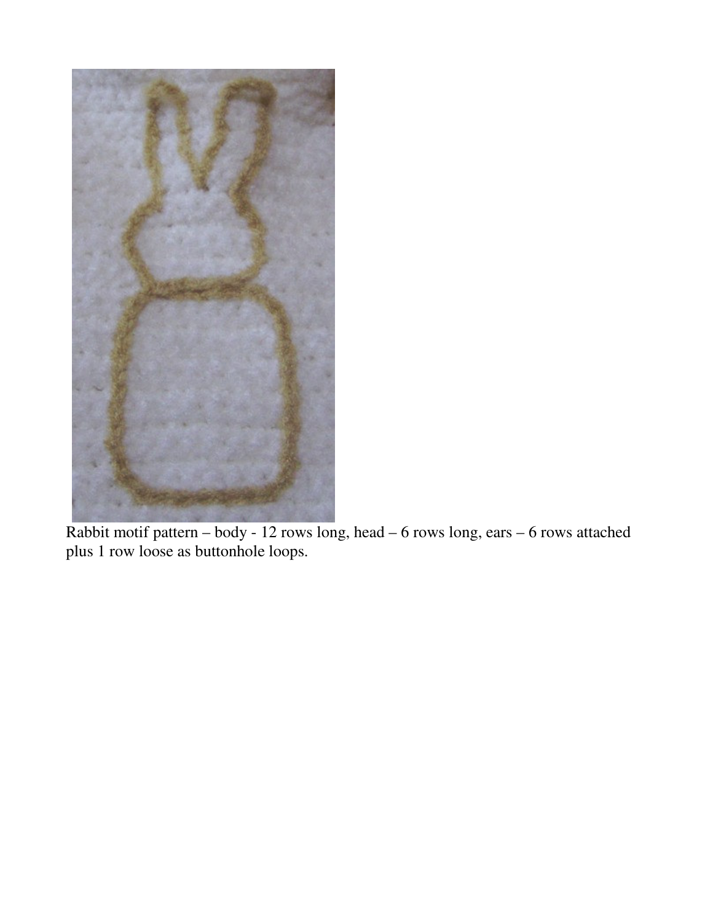Rabbit motif pattern – body - 12 rows long, head – 6 rows long, ears – 6 rows attached plus 1 row loose as buttonhole loops.